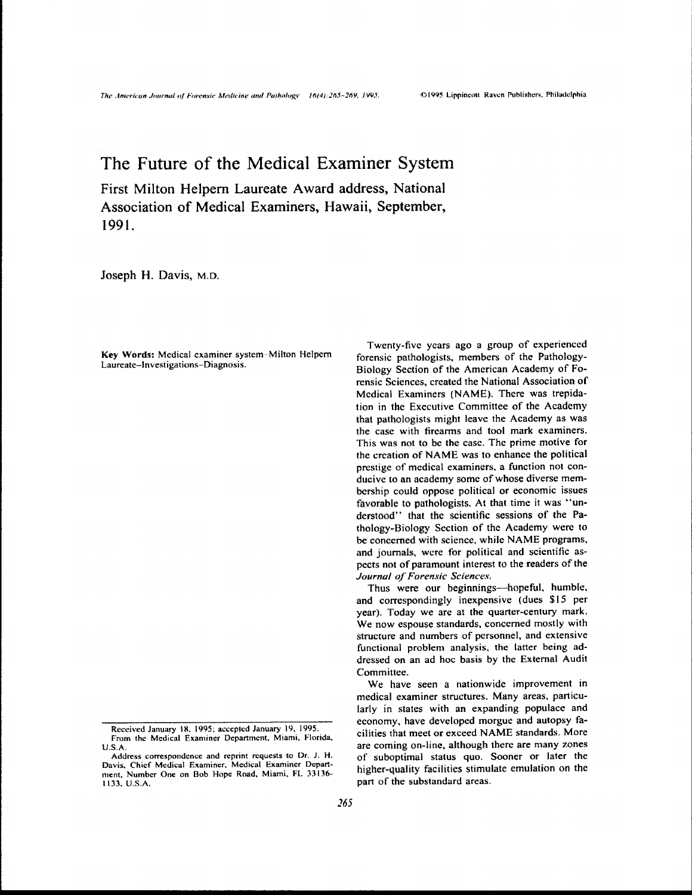# The Future of the Medical Examiner System

## First Milton Helpern Laureate Award address, National Association of Medical Examiners, Hawaii, September, 1991.

Joseph H. Davis, M.D.

**Key Words:** Medical examiner system–Milton Helpern Laureate–Investigations–Diagnosis.

Twenty-five years ago a group of experienced forensic pathologists, members of the Pathology-Biology Section of the American Academy of Forensic Sciences, created the National Association of Medical Examiners (NAME). There was trepidation in the Executive Committee of the Academy that pathologists might leave the Academy as was the case with firearms and tool mark examiners. This was not to be the case. The prime motive for the creation of NAME was to enhance the political prestige of medical examiners, a function not conducive to an academy some of whose diverse membership could oppose political or economic issues favorable to pathologists. At that time it was "understood" that the scientific sessions of the Pathology-Biology Section of the Academy were to be concerned with science, while NAME programs, and journals, were for political and scientific aspects not of paramount interest to the readers of the *Journal of Forensic Sciences*.

Thus were our beginnings—hopeful, humble, and correspondingly inexpensive (dues $15 per year). Today we are at the quarter-century mark. We now espouse standards, concerned mostly with structure and numbers of personnel, and extensive functional problem analysis, the latter being addressed on an ad hoc basis by the External Audit Committee.

We have seen a nationwide improvement in medical examiner structures. Many areas, particularly in states with an expanding populace and economy, have developed morgue and autopsy facilities that meet or exceed NAME standards. More are coming on-line, although there are many zones of suboptimal status quo. Sooner or later the higher-quality facilities stimulate emulation on the part of the substandard areas.

Received January 18, 1995; accepted January 19, 1995.

From the Medical Examiner Department, Miami, Florida, U.S.A.

Address correspondence and reprint requests to Dr. J. H. Davis, Chief Medical Examiner, Medical Examiner Department, Number One on Bob Hope Road, Miami, FL 33136-1133, U.S.A.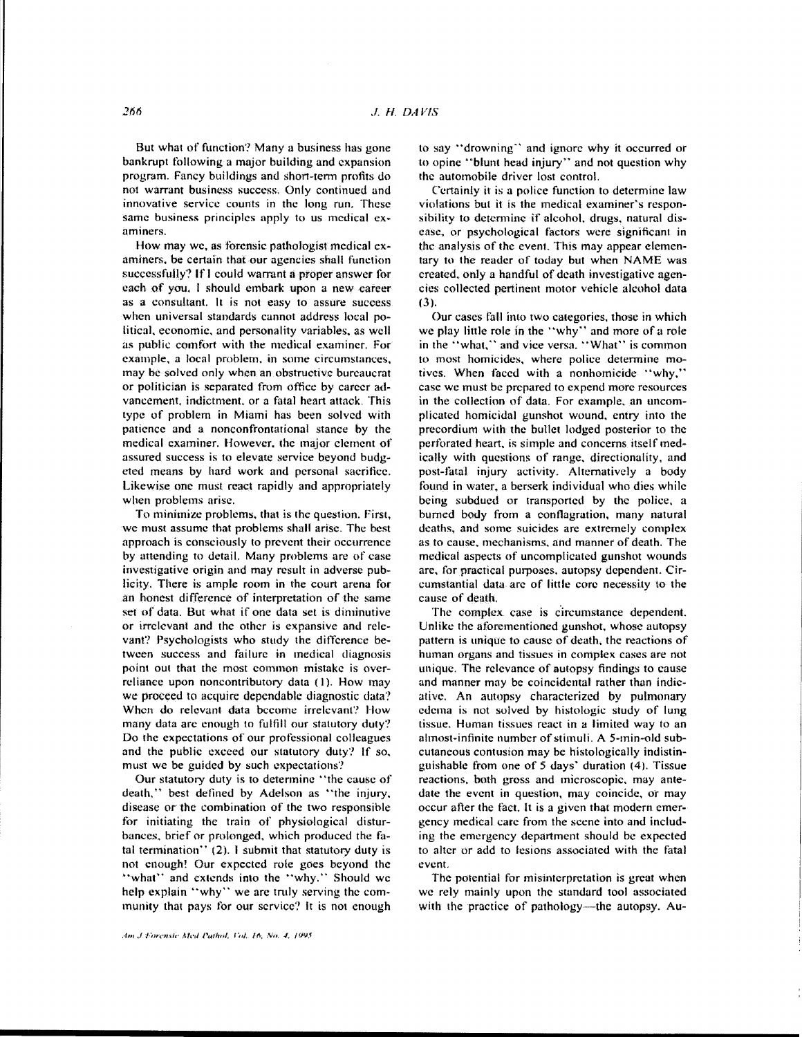But what of function? Many a business has gone bankrupt following a major building and expansion program. Fancy buildings and short-term profits do not warrant business success. Only continued and innovative service counts in the long run. These same business principles apply to us medical examiners.

How may we, as forensic pathologist medical examiners, be certain that our agencies shall function successfully? If I could warrant a proper answer for each of you, I should embark upon a new career as a consultant. It is not easy to assure success when universal standards cannot address local political, economic, and personality variables, as well as public comfort with the medical examiner. For example, a local problem, in some circumstances, may be solved only when an obstructive bureaucrat or politician is separated from office by career advancement, indictment, or a fatal heart attack. This type of problem in Miami has been solved with patience and a nonconfrontational stance by the medical examiner. However, the major element of assured success is to elevate service beyond budgeted means by hard work and personal sacrifice. Likewise one must react rapidly and appropriately when problems arise.

To minimize problems, that is the question. First, we must assume that problems shall arise. The best approach is consciously to prevent their occurrence by attending to detail. Many problems are of case investigative origin and may result in adverse publicity. There is ample room in the court arena for an honest difference of interpretation of the same set of data. But what if one data set is diminutive or irrelevant and the other is expansive and relevant? Psychologists who study the difference between success and failure in medical diagnosis point out that the most common mistake is overreliance upon noncontributory data (1). How may we proceed to acquire dependable diagnostic data? When do relevant data become irrelevant? How many data are enough to fulfill our statutory duty? Do the expectations of our professional colleagues and the public exceed our statutory duty? If so, must we be guided by such expectations?

Our statutory duty is to determine "the cause of death," best defined by Adelson as "the injury, disease or the combination of the two responsible for initiating the train of physiological disturbances, brief or prolonged, which produced the fatal termination" (2). I submit that statutory duty is not enough! Our expected role goes beyond the "what" and extends into the "why." Should we help explain "why" we are truly serving the community that pays for our service? It is not enough to say "drowning" and ignore why it occurred or to opine "blunt head injury" and not question why the automobile driver lost control.

Certainly it is a police function to determine law violations but it is the medical examiner's responsibility to determine if alcohol, drugs, natural disease, or psychological factors were significant in the analysis of the event. This may appear elementary to the reader of today but when NAME was created, only a handful of death investigative agencies collected pertinent motor vehicle alcohol data (3).

Our cases fall into two categories, those in which we play little role in the "why" and more of a role in the "what," and vice versa. "What" is common to most homicides, where police determine motives. When faced with a nonhomicide "why," case we must be prepared to expend more resources in the collection of data. For example, an uncomplicated homicidal gunshot wound, entry into the precordium with the bullet lodged posterior to the perforated heart, is simple and concerns itself medically with questions of range, directionality, and post-fatal injury activity. Alternatively a body found in water, a berserk individual who dies while being subdued or transported by the police, a burned body from a conflagration, many natural deaths, and some suicides are extremely complex as to cause, mechanisms, and manner of death. The medical aspects of uncomplicated gunshot wounds are, for practical purposes, autopsy dependent. Circumstantial data are of little core necessity to the cause of death.

The complex case is circumstance dependent. Unlike the aforementioned gunshot, whose autopsy pattern is unique to cause of death, the reactions of human organs and tissues in complex cases are not unique. The relevance of autopsy findings to cause and manner may be coincidental rather than indicative. An autopsy characterized by pulmonary edema is not solved by histologic study of lung tissue. Human tissues react in a limited way to an almost-infinite number of stimuli. A 5-min-old subcutaneous contusion may be histologically indistinguishable from one of 5 days' duration (4). Tissue reactions, both gross and microscopic, may antedate the event in question, may coincide, or may occur after the fact. It is a given that modern emergency medical care from the scene into and including the emergency department should be expected to alter or add to lesions associated with the fatal event.

The potential for misinterpretation is great when we rely mainly upon the standard tool associated with the practice of pathology—the autopsy. Au-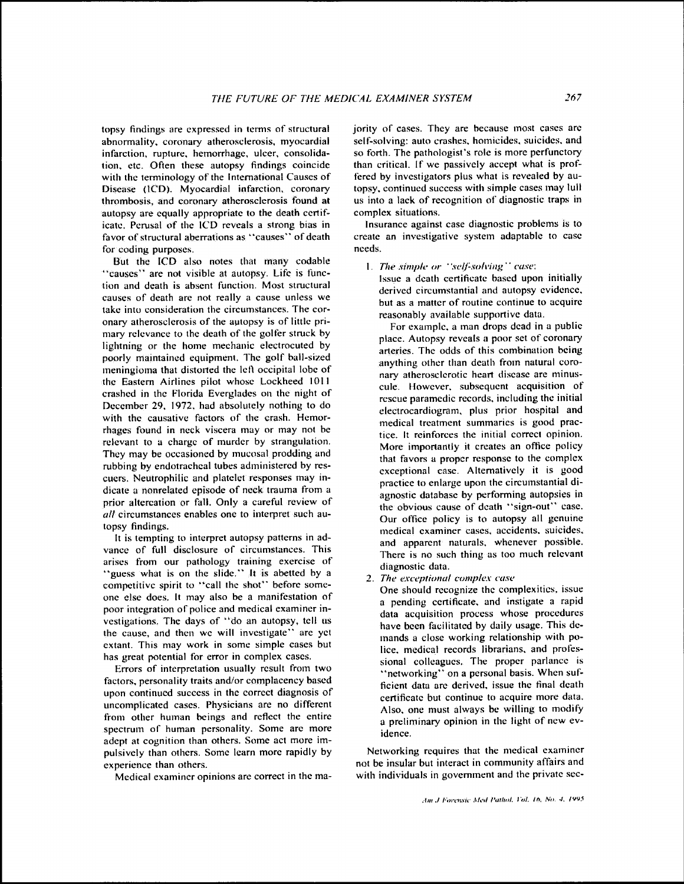topsy findings are expressed in terms of structural abnormality, coronary atherosclerosis, myocardial infarction, rupture, hemorrhage, ulcer, consolidation, etc. Often these autopsy findings coincide with the terminology of the International Causes of Disease (ICD). Myocardial infarction, coronary thrombosis, and coronary atherosclerosis found at autopsy are equally appropriate to the death certificate. Perusal of the ICD reveals a strong bias in favor of structural aberrations as "causes" of death for coding purposes.

But the ICD also notes that many codable "causes" are not visible at autopsy. Life is function and death is absent function. Most structural causes of death are not really a cause unless we take into consideration the circumstances. The coronary atherosclerosis of the autopsy is of little primary relevance to the death of the golfer struck by lightning or the home mechanic electrocuted by poorly maintained equipment. The golf ball-sized meningioma that distorted the left occipital lobe of the Eastern Airlines pilot whose Lockheed 1011 crashed in the Florida Everglades on the night of December 29, 1972, had absolutely nothing to do with the causative factors of the crash. Hemorrhages found in neck viscera may or may not be relevant to a charge of murder by strangulation. They may be occasioned by mucosal prodding and rubbing by endotracheal tubes administered by rescuers. Neutrophilic and platelet responses may indicate a nonrelated episode of neck trauma from a prior altercation or fall. Only a careful review of *all* circumstances enables one to interpret such autopsy findings.

It is tempting to interpret autopsy patterns in advance of full disclosure of circumstances. This arises from our pathology training exercise of "guess what is on the slide." It is abetted by a competitive spirit to "call the shot" before someone else does. It may also be a manifestation of poor integration of police and medical examiner investigations. The days of "do an autopsy, tell us the cause, and then we will investigate" are yet extant. This may work in some simple cases but has great potential for error in complex cases.

Errors of interpretation usually result from two factors, personality traits and/or complacency based upon continued success in the correct diagnosis of uncomplicated cases. Physicians are no different from other human beings and reflect the entire spectrum of human personality. Some are more adept at cognition than others. Some act more impulsively than others. Some learn more rapidly by experience than others.

Medical examiner opinions are correct in the majority of cases. They are because most cases are self-solving: auto crashes, homicides, suicides, and so forth. The pathologist's role is more perfunctory than critical. If we passively accept what is proffered by investigators plus what is revealed by autopsy, continued success with simple cases may lull us into a lack of recognition of diagnostic traps in complex situations.

Insurance against case diagnostic problems is to create an investigative system adaptable to case needs.

1. *The simple or "self-solving" case*:
   Issue a death certificate based upon initially derived circumstantial and autopsy evidence, but as a matter of routine continue to acquire reasonably available supportive data.

   For example, a man drops dead in a public place. Autopsy reveals a poor set of coronary arteries. The odds of this combination being anything other than death from natural coronary atherosclerotic heart disease are minuscule. However, subsequent acquisition of rescue paramedic records, including the initial electrocardiogram, plus prior hospital and medical treatment summaries is good practice. It reinforces the initial correct opinion. More importantly it creates an office policy that favors a proper response to the complex exceptional case. Alternatively it is good practice to enlarge upon the circumstantial diagnostic database by performing autopsies in the obvious cause of death "sign-out" case. Our office policy is to autopsy all genuine medical examiner cases, accidents, suicides, and apparent naturals, whenever possible. There is no such thing as too much relevant diagnostic data.
2. *The exceptional complex case*
   One should recognize the complexities, issue a pending certificate, and instigate a rapid data acquisition process whose procedures have been facilitated by daily usage. This demands a close working relationship with police, medical records librarians, and professional colleagues. The proper parlance is "networking" on a personal basis. When sufficient data are derived, issue the final death certificate but continue to acquire more data. Also, one must always be willing to modify a preliminary opinion in the light of new evidence.

Networking requires that the medical examiner not be insular but interact in community affairs and with individuals in government and the private sec-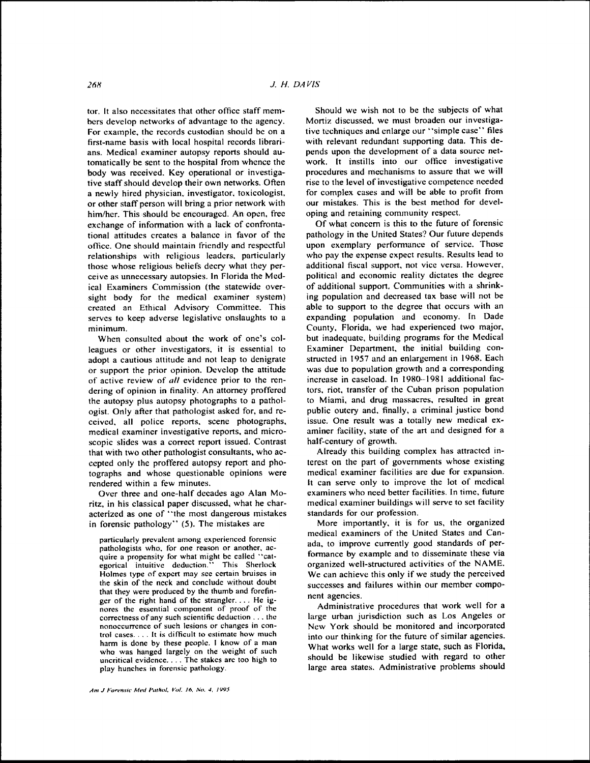tor. It also necessitates that other office staff members develop networks of advantage to the agency. For example, the records custodian should be on a first-name basis with local hospital records librarians. Medical examiner autopsy reports should automatically be sent to the hospital from whence the body was received. Key operational or investigative staff should develop their own networks. Often a newly hired physician, investigator, toxicologist, or other staff person will bring a prior network with him/her. This should be encouraged. An open, free exchange of information with a lack of confrontational attitudes creates a balance in favor of the office. One should maintain friendly and respectful relationships with religious leaders, particularly those whose religious beliefs decry what they perceive as unnecessary autopsies. In Florida the Medical Examiners Commission (the statewide oversight body for the medical examiner system) created an Ethical Advisory Committee. This serves to keep adverse legislative onslaughts to a minimum.

When consulted about the work of one's colleagues or other investigators, it is essential to adopt a cautious attitude and not leap to denigrate or support the prior opinion. Develop the attitude of active review of *all* evidence prior to the rendering of opinion in finality. An attorney proffered the autopsy plus autopsy photographs to a pathologist. Only after that pathologist asked for, and received, all police reports, scene photographs, medical examiner investigative reports, and microscopic slides was a correct report issued. Contrast that with two other pathologist consultants, who accepted only the proffered autopsy report and photographs and whose questionable opinions were rendered within a few minutes.

Over three and one-half decades ago Alan Moritz, in his classical paper discussed, what he characterized as one of "the most dangerous mistakes in forensic pathology" (5). The mistakes are

> particularly prevalent among experienced forensic pathologists who, for one reason or another, acquire a propensity for what might be called "categorical intuitive deduction." This Sherlock Holmes type of expert may see certain bruises in the skin of the neck and conclude without doubt that they were produced by the thumb and forefinger of the right hand of the strangler. . . . He ignores the essential component of proof of the correctness of any such scientific deduction . . . the nonoccurrence of such lesions or changes in control cases. . . . It is difficult to estimate how much harm is done by these people. I know of a man who was hanged largely on the weight of such uncritical evidence. . . . The stakes are too high to play hunches in forensic pathology.

Should we wish not to be the subjects of what Mortiz discussed, we must broaden our investigative techniques and enlarge our "simple case" files with relevant redundant supporting data. This depends upon the development of a data source network. It instills into our office investigative procedures and mechanisms to assure that we will rise to the level of investigative competence needed for complex cases and will be able to profit from our mistakes. This is the best method for developing and retaining community respect.

Of what concern is this to the future of forensic pathology in the United States? Our future depends upon exemplary performance of service. Those who pay the expense expect results. Results lead to additional fiscal support, not vice versa. However, political and economic reality dictates the degree of additional support. Communities with a shrinking population and decreased tax base will not be able to support to the degree that occurs with an expanding population and economy. In Dade County, Florida, we had experienced two major, but inadequate, building programs for the Medical Examiner Department, the initial building constructed in 1957 and an enlargement in 1968. Each was due to population growth and a corresponding increase in caseload. In 1980–1981 additional factors, riot, transfer of the Cuban prison population to Miami, and drug massacres, resulted in great public outcry and, finally, a criminal justice bond issue. One result was a totally new medical examiner facility, state of the art and designed for a half-century of growth.

Already this building complex has attracted interest on the part of governments whose existing medical examiner facilities are due for expansion. It can serve only to improve the lot of medical examiners who need better facilities. In time, future medical examiner buildings will serve to set facility standards for our profession.

More importantly, it is for us, the organized medical examiners of the United States and Canada, to improve currently good standards of performance by example and to disseminate these via organized well-structured activities of the NAME. We can achieve this only if we study the perceived successes and failures within our member component agencies.

Administrative procedures that work well for a large urban jurisdiction such as Los Angeles or New York should be monitored and incorporated into our thinking for the future of similar agencies. What works well for a large state, such as Florida, should be likewise studied with regard to other large area states. Administrative problems should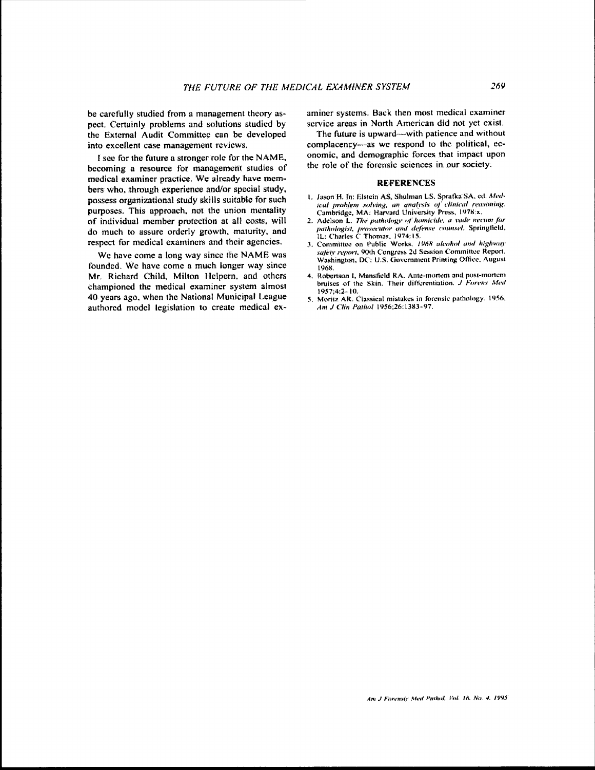be carefully studied from a management theory aspect. Certainly problems and solutions studied by the External Audit Committee can be developed into excellent case management reviews.

I see for the future a stronger role for the NAME, becoming a resource for management studies of medical examiner practice. We already have members who, through experience and/or special study, possess organizational study skills suitable for such purposes. This approach, not the union mentality of individual member protection at all costs, will do much to assure orderly growth, maturity, and respect for medical examiners and their agencies.

We have come a long way since the NAME was founded. We have come a much longer way since Mr. Richard Child, Milton Helpern, and others championed the medical examiner system almost 40 years ago, when the National Municipal League authored model legislation to create medical examiner systems. Back then most medical examiner service areas in North American did not yet exist.

The future is upward—with patience and without complacency—as we respond to the political, economic, and demographic forces that impact upon the role of the forensic sciences in our society.

## REFERENCES

1. Jason H. In: Elstein AS, Shulman LS, Sprafka SA, ed. *Medical problem solving, an analysis of clinical reasoning.* Cambridge, MA: Harvard University Press, 1978:x.
2. Adelson L. *The pathology of homicide, a vade necum for pathologist, prosecutor and defense counsel.* Springfield, IL: Charles C Thomas, 1974:15.
3. Committee on Public Works. *1968 alcohol and highway safety report*, 90th Congress 2d Session Committee Report. Washington, DC: U.S. Government Printing Office, August 1968.
4. Robertson I, Mansfield RA. Ante-mortem and post-mortem bruises of the Skin. Their differentiation. *J Forens Med* 1957;4:2–10.
5. Moritz AR. Classical mistakes in forensic pathology. 1956. *Am J Clin Pathol* 1956;26:1383–97.